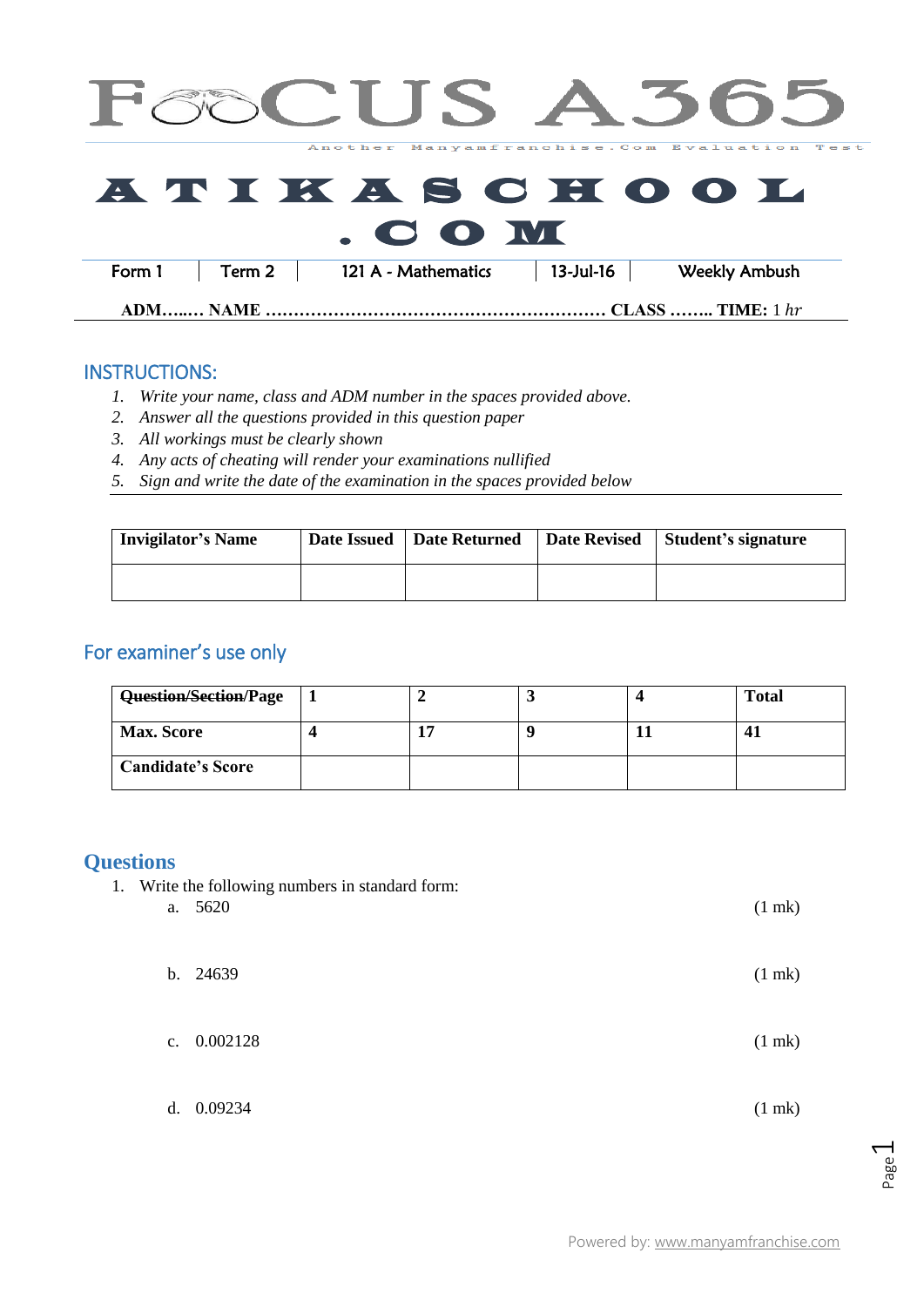# FOCUS A365

Another Manyamfranchise.Com Evaluation Test

# ATIKASCHOOL.COM

| Form 1 | Term 2 | 121 A - Mathematics | 13-Jul-16 | Weekly Ambush |
|---|---|---|---|---|

**ADM…..… NAME …………………………………………………… CLASS …….. TIME:** 1 *hr*

## INSTRUCTIONS:

1. *Write your name, class and ADM number in the spaces provided above.*
2. *Answer all the questions provided in this question paper*
3. *All workings must be clearly shown*
4. *Any acts of cheating will render your examinations nullified*
5. *Sign and write the date of the examination in the spaces provided below*

| Invigilator's Name | Date Issued | Date Returned | Date Revised | Student's signature |
|---|---|---|---|---|
| | | | | |

## For examiner's use only

| ~~Question/Section~~/Page | 1 | 2 | 3 | 4 | Total |
|---|---|---|---|---|---|
| **Max. Score** | **4** | **17** | **9** | **11** | **41** |
| **Candidate's Score** | | | | | |

## Questions

1. Write the following numbers in standard form:
   a. 5620 (1 mk)

   b. 24639 (1 mk)

   c. 0.002128 (1 mk)

   d. 0.09234 (1 mk)

Powered by: www.manyamfranchise.com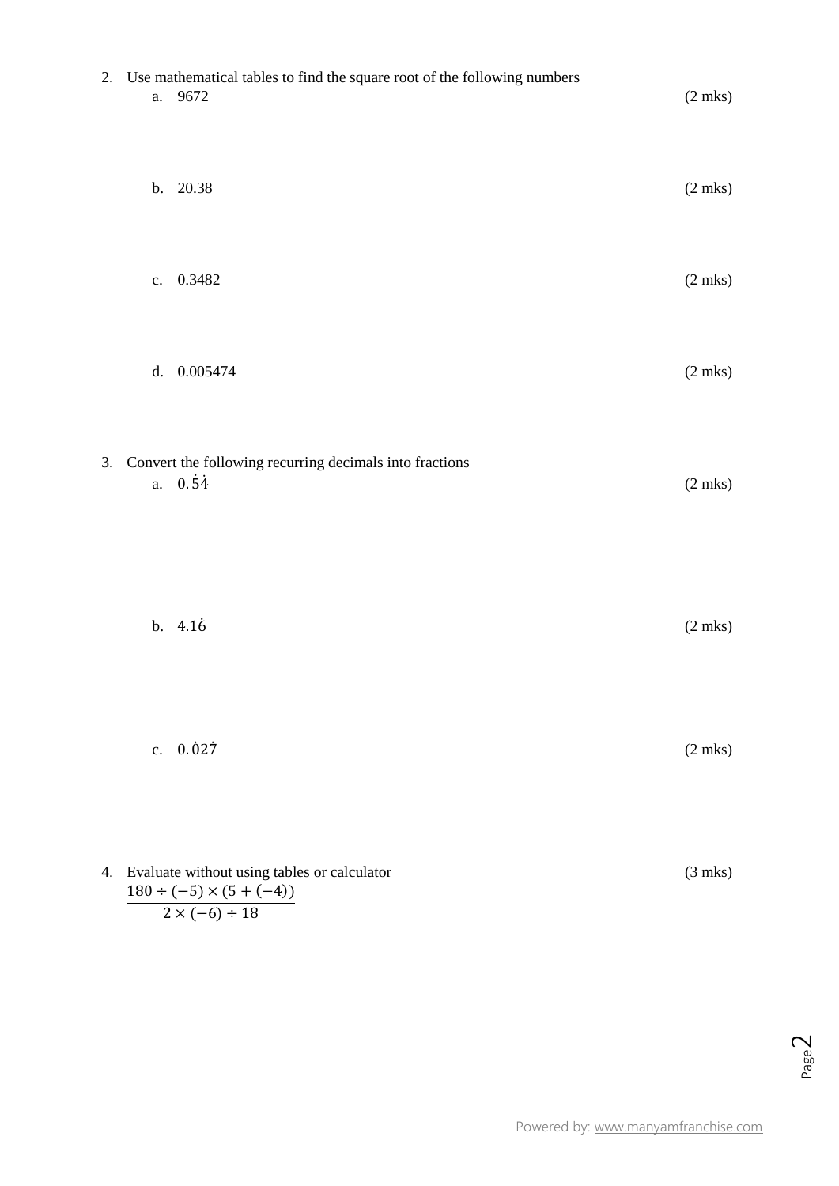2. Use mathematical tables to find the square root of the following numbers

   a. 9672 (2 mks)

   b. 20.38 (2 mks)

   c. 0.3482 (2 mks)

   d. 0.005474 (2 mks)

3. Convert the following recurring decimals into fractions

   a. $0.\dot{5}\dot{4}$ (2 mks)

   b. $4.1\dot{6}$ (2 mks)

   c. $0.\dot{0}2\dot{7}$ (2 mks)

4. Evaluate without using tables or calculator (3 mks)

$$\frac{180 \div (-5) \times (5 + (-4))}{2 \times (-6) \div 18}$$

Powered by: www.manyamfranchise.com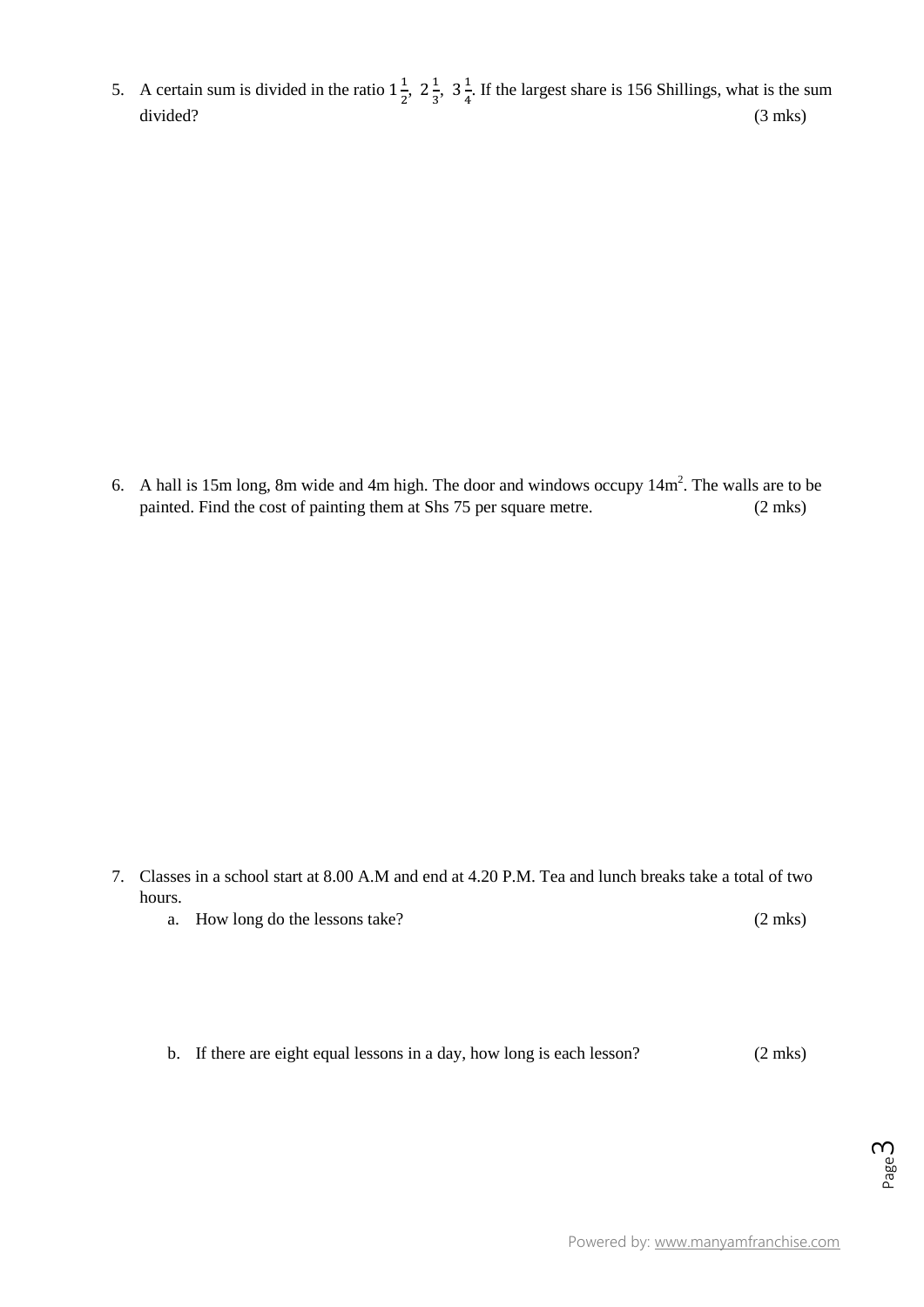5. A certain sum is divided in the ratio $1\frac{1}{2}$, $2\frac{1}{3}$, $3\frac{1}{4}$. If the largest share is 156 Shillings, what is the sum divided? (3 mks)

6. A hall is 15m long, 8m wide and 4m high. The door and windows occupy $14m^2$. The walls are to be painted. Find the cost of painting them at Shs 75 per square metre. (2 mks)

7. Classes in a school start at 8.00 A.M and end at 4.20 P.M. Tea and lunch breaks take a total of two hours.
   a. How long do the lessons take? (2 mks)

   b. If there are eight equal lessons in a day, how long is each lesson? (2 mks)

Powered by: www.manyamfranchise.com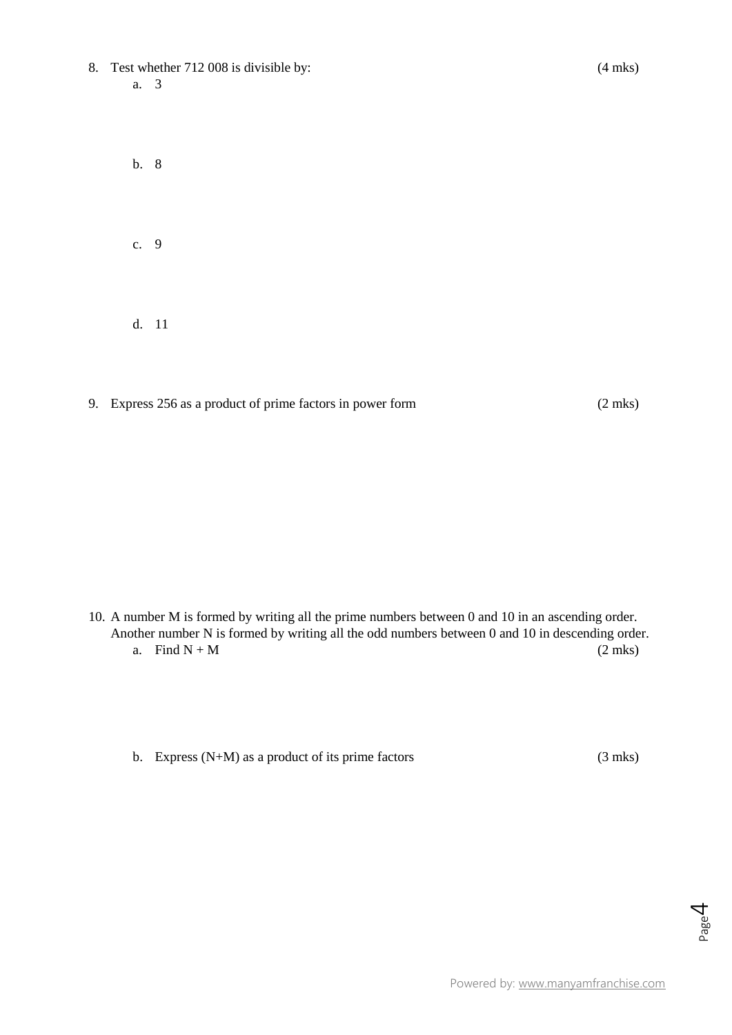8. Test whether 712 008 is divisible by: (4 mks)
   a. 3

   b. 8

   c. 9

   d. 11

9. Express 256 as a product of prime factors in power form (2 mks)

10. A number M is formed by writing all the prime numbers between 0 and 10 in an ascending order. Another number N is formed by writing all the odd numbers between 0 and 10 in descending order.
    a. Find N + M (2 mks)

    b. Express (N+M) as a product of its prime factors (3 mks)